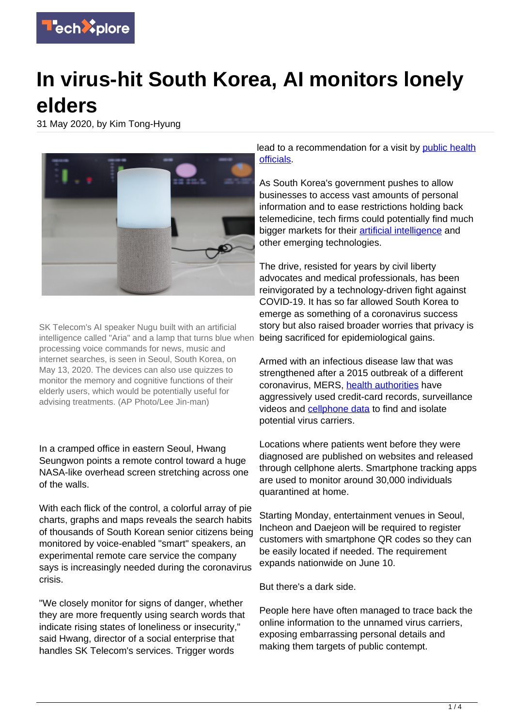# In virus-hit South Korea, AI monitors lonely elders

31 May 2020, by Kim Tong-Hyung

SK Telecom's AI speaker Nugu built with an artificial intelligence called "Aria" and a lamp that turns blue when processing voice commands for news, music and internet searches, is seen in Seoul, South Korea, on May 13, 2020. The devices can also use quizzes to monitor the memory and cognitive functions of their elderly users, which would be potentially useful for advising treatments. (AP Photo/Lee Jin-man)

In a cramped office in eastern Seoul, Hwang Seungwon points a remote control toward a huge NASA-like overhead screen stretching across one of the walls.

With each flick of the control, a colorful array of pie charts, graphs and maps reveals the search habits of thousands of South Korean senior citizens being monitored by voice-enabled "smart" speakers, an experimental remote care service the company says is increasingly needed during the coronavirus crisis.

"We closely monitor for signs of danger, whether they are more frequently using search words that indicate rising states of loneliness or insecurity," said Hwang, director of a social enterprise that handles SK Telecom's services. Trigger words lead to a recommendation for a visit by public health officials.

As South Korea's government pushes to allow businesses to access vast amounts of personal information and to ease restrictions holding back telemedicine, tech firms could potentially find much bigger markets for their artificial intelligence and other emerging technologies.

The drive, resisted for years by civil liberty advocates and medical professionals, has been reinvigorated by a technology-driven fight against COVID-19. It has so far allowed South Korea to emerge as something of a coronavirus success story but also raised broader worries that privacy is being sacrificed for epidemiological gains.

Armed with an infectious disease law that was strengthened after a 2015 outbreak of a different coronavirus, MERS, health authorities have aggressively used credit-card records, surveillance videos and cellphone data to find and isolate potential virus carriers.

Locations where patients went before they were diagnosed are published on websites and released through cellphone alerts. Smartphone tracking apps are used to monitor around 30,000 individuals quarantined at home.

Starting Monday, entertainment venues in Seoul, Incheon and Daejeon will be required to register customers with smartphone QR codes so they can be easily located if needed. The requirement expands nationwide on June 10.

But there's a dark side.

People here have often managed to trace back the online information to the unnamed virus carriers, exposing embarrassing personal details and making them targets of public contempt.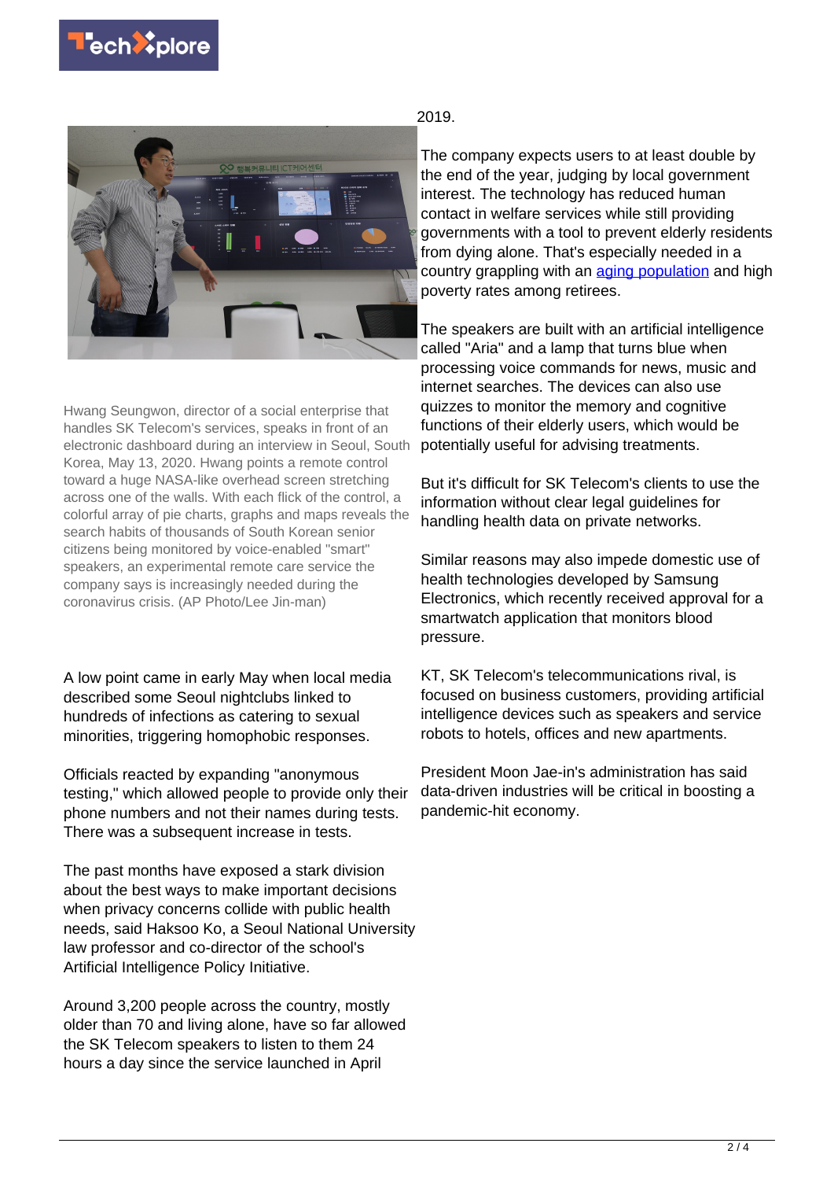Hwang Seungwon, director of a social enterprise that handles SK Telecom's services, speaks in front of an electronic dashboard during an interview in Seoul, South Korea, May 13, 2020. Hwang points a remote control toward a huge NASA-like overhead screen stretching across one of the walls. With each flick of the control, a colorful array of pie charts, graphs and maps reveals the search habits of thousands of South Korean senior citizens being monitored by voice-enabled "smart" speakers, an experimental remote care service the company says is increasingly needed during the coronavirus crisis. (AP Photo/Lee Jin-man)

A low point came in early May when local media described some Seoul nightclubs linked to hundreds of infections as catering to sexual minorities, triggering homophobic responses.

Officials reacted by expanding "anonymous testing," which allowed people to provide only their phone numbers and not their names during tests. There was a subsequent increase in tests.

The past months have exposed a stark division about the best ways to make important decisions when privacy concerns collide with public health needs, said Haksoo Ko, a Seoul National University law professor and co-director of the school's Artificial Intelligence Policy Initiative.

Around 3,200 people across the country, mostly older than 70 and living alone, have so far allowed the SK Telecom speakers to listen to them 24 hours a day since the service launched in April 2019.

The company expects users to at least double by the end of the year, judging by local government interest. The technology has reduced human contact in welfare services while still providing governments with a tool to prevent elderly residents from dying alone. That's especially needed in a country grappling with an aging population and high poverty rates among retirees.

The speakers are built with an artificial intelligence called "Aria" and a lamp that turns blue when processing voice commands for news, music and internet searches. The devices can also use quizzes to monitor the memory and cognitive functions of their elderly users, which would be potentially useful for advising treatments.

But it's difficult for SK Telecom's clients to use the information without clear legal guidelines for handling health data on private networks.

Similar reasons may also impede domestic use of health technologies developed by Samsung Electronics, which recently received approval for a smartwatch application that monitors blood pressure.

KT, SK Telecom's telecommunications rival, is focused on business customers, providing artificial intelligence devices such as speakers and service robots to hotels, offices and new apartments.

President Moon Jae-in's administration has said data-driven industries will be critical in boosting a pandemic-hit economy.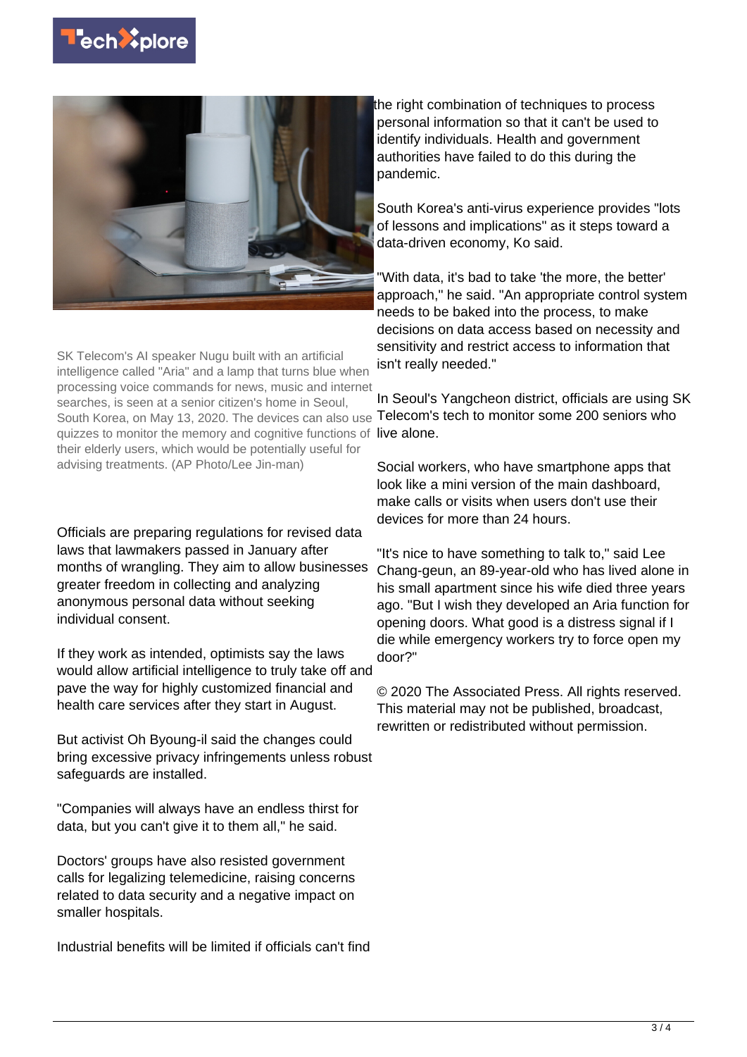SK Telecom's AI speaker Nugu built with an artificial intelligence called "Aria" and a lamp that turns blue when processing voice commands for news, music and internet searches, is seen at a senior citizen's home in Seoul, South Korea, on May 13, 2020. The devices can also use quizzes to monitor the memory and cognitive functions of their elderly users, which would be potentially useful for advising treatments. (AP Photo/Lee Jin-man)

Officials are preparing regulations for revised data laws that lawmakers passed in January after months of wrangling. They aim to allow businesses greater freedom in collecting and analyzing anonymous personal data without seeking individual consent.

If they work as intended, optimists say the laws would allow artificial intelligence to truly take off and pave the way for highly customized financial and health care services after they start in August.

But activist Oh Byoung-il said the changes could bring excessive privacy infringements unless robust safeguards are installed.

"Companies will always have an endless thirst for data, but you can't give it to them all," he said.

Doctors' groups have also resisted government calls for legalizing telemedicine, raising concerns related to data security and a negative impact on smaller hospitals.

Industrial benefits will be limited if officials can't find the right combination of techniques to process personal information so that it can't be used to identify individuals. Health and government authorities have failed to do this during the pandemic.

South Korea's anti-virus experience provides "lots of lessons and implications" as it steps toward a data-driven economy, Ko said.

"With data, it's bad to take 'the more, the better' approach," he said. "An appropriate control system needs to be baked into the process, to make decisions on data access based on necessity and sensitivity and restrict access to information that isn't really needed."

In Seoul's Yangcheon district, officials are using SK Telecom's tech to monitor some 200 seniors who live alone.

Social workers, who have smartphone apps that look like a mini version of the main dashboard, make calls or visits when users don't use their devices for more than 24 hours.

"It's nice to have something to talk to," said Lee Chang-geun, an 89-year-old who has lived alone in his small apartment since his wife died three years ago. "But I wish they developed an Aria function for opening doors. What good is a distress signal if I die while emergency workers try to force open my door?"

© 2020 The Associated Press. All rights reserved. This material may not be published, broadcast, rewritten or redistributed without permission.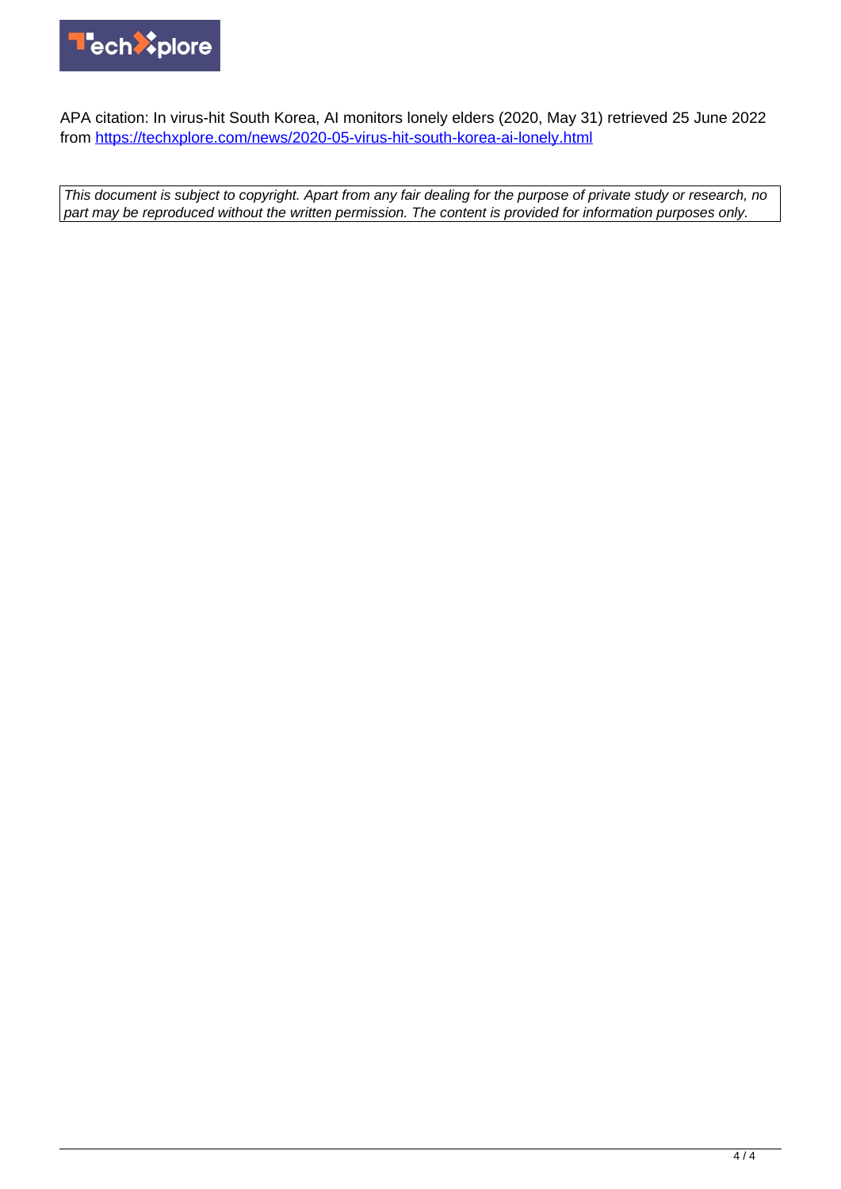APA citation: In virus-hit South Korea, AI monitors lonely elders (2020, May 31) retrieved 25 June 2022 from https://techxplore.com/news/2020-05-virus-hit-south-korea-ai-lonely.html

*This document is subject to copyright. Apart from any fair dealing for the purpose of private study or research, no part may be reproduced without the written permission. The content is provided for information purposes only.*